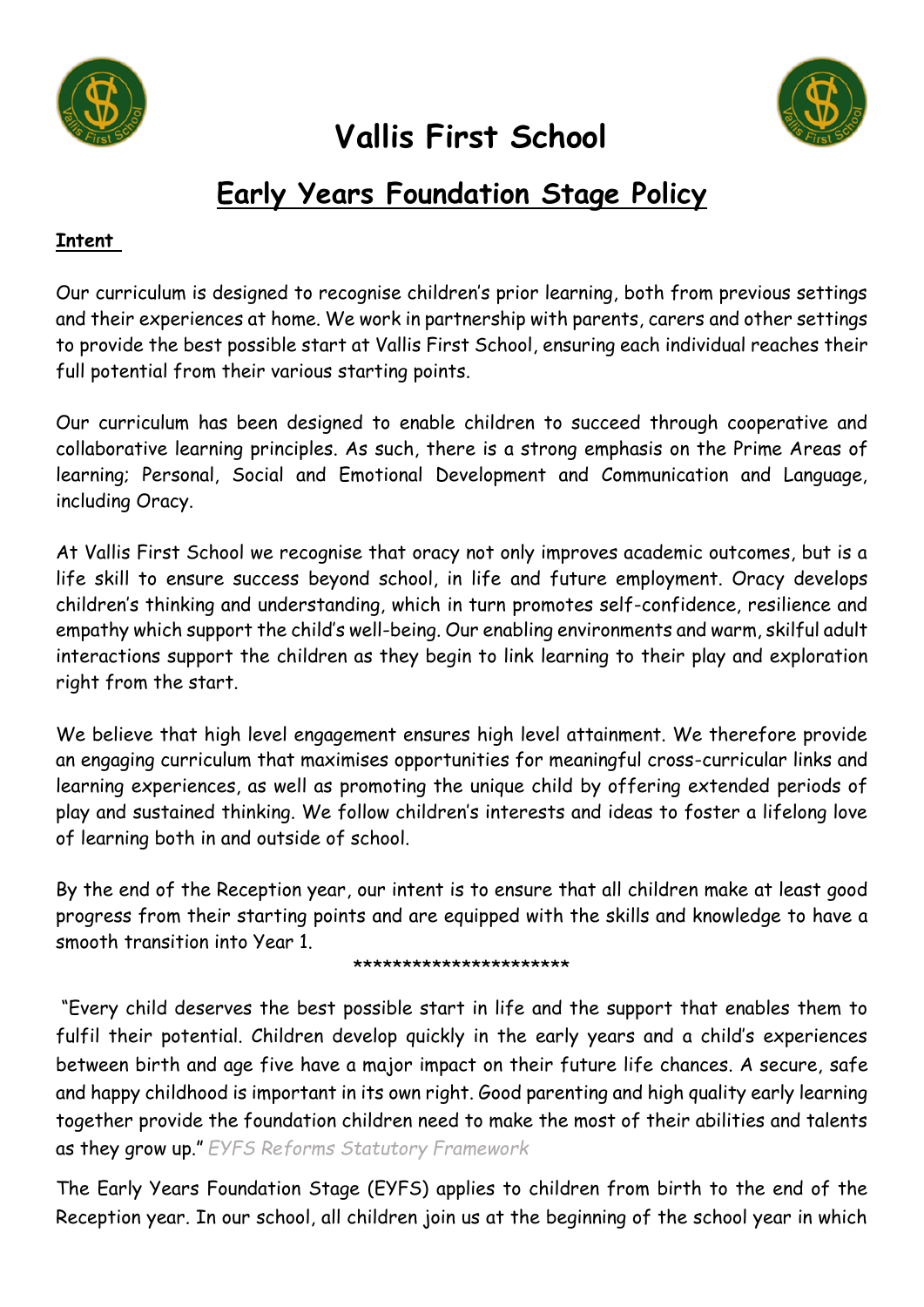# Vallis First School

## Early Years Foundation Stage Policy

**Intent**

Our curriculum is designed to recognise children's prior learning, both from previous settings and their experiences at home. We work in partnership with parents, carers and other settings to provide the best possible start at Vallis First School, ensuring each individual reaches their full potential from their various starting points.

Our curriculum has been designed to enable children to succeed through cooperative and collaborative learning principles. As such, there is a strong emphasis on the Prime Areas of learning; Personal, Social and Emotional Development and Communication and Language, including Oracy.

At Vallis First School we recognise that oracy not only improves academic outcomes, but is a life skill to ensure success beyond school, in life and future employment. Oracy develops children's thinking and understanding, which in turn promotes self-confidence, resilience and empathy which support the child's well-being. Our enabling environments and warm, skilful adult interactions support the children as they begin to link learning to their play and exploration right from the start.

We believe that high level engagement ensures high level attainment. We therefore provide an engaging curriculum that maximises opportunities for meaningful cross-curricular links and learning experiences, as well as promoting the unique child by offering extended periods of play and sustained thinking. We follow children's interests and ideas to foster a lifelong love of learning both in and outside of school.

By the end of the Reception year, our intent is to ensure that all children make at least good progress from their starting points and are equipped with the skills and knowledge to have a smooth transition into Year 1.

**********************

"Every child deserves the best possible start in life and the support that enables them to fulfil their potential. Children develop quickly in the early years and a child's experiences between birth and age five have a major impact on their future life chances. A secure, safe and happy childhood is important in its own right. Good parenting and high quality early learning together provide the foundation children need to make the most of their abilities and talents as they grow up." *EYFS Reforms Statutory Framework*

The Early Years Foundation Stage (EYFS) applies to children from birth to the end of the Reception year. In our school, all children join us at the beginning of the school year in which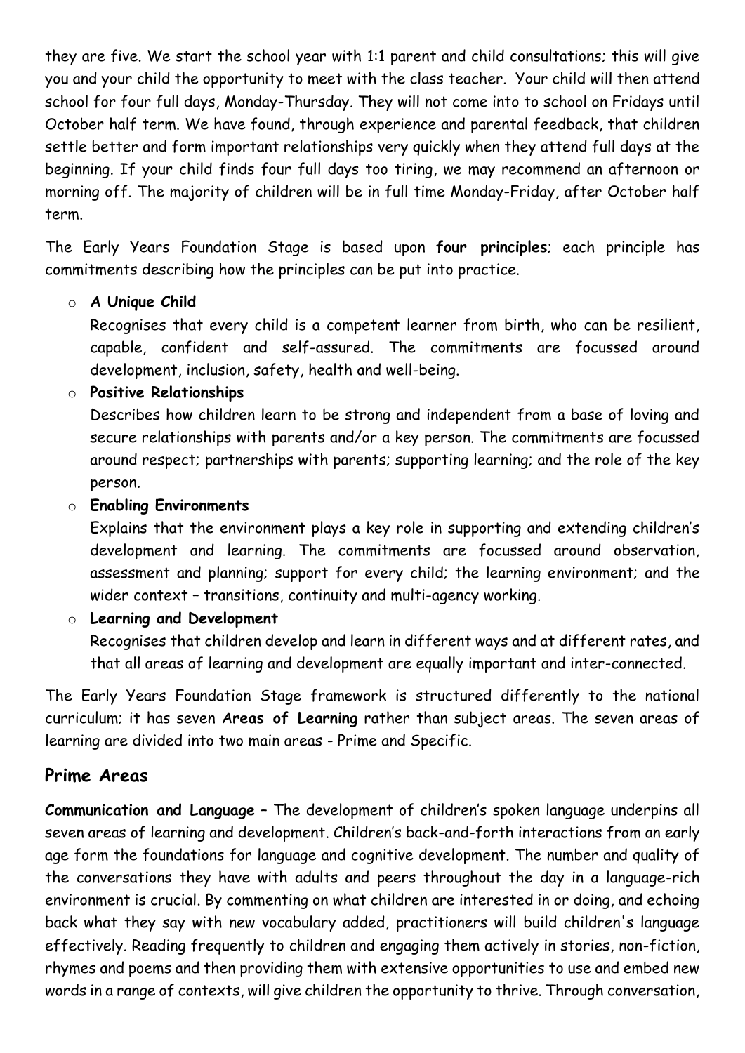they are five. We start the school year with 1:1 parent and child consultations; this will give you and your child the opportunity to meet with the class teacher. Your child will then attend school for four full days, Monday-Thursday. They will not come into to school on Fridays until October half term. We have found, through experience and parental feedback, that children settle better and form important relationships very quickly when they attend full days at the beginning. If your child finds four full days too tiring, we may recommend an afternoon or morning off. The majority of children will be in full time Monday-Friday, after October half term.

The Early Years Foundation Stage is based upon **four principles**; each principle has commitments describing how the principles can be put into practice.

- **A Unique Child**
  Recognises that every child is a competent learner from birth, who can be resilient, capable, confident and self-assured. The commitments are focussed around development, inclusion, safety, health and well-being.
- **Positive Relationships**
  Describes how children learn to be strong and independent from a base of loving and secure relationships with parents and/or a key person. The commitments are focussed around respect; partnerships with parents; supporting learning; and the role of the key person.
- **Enabling Environments**
  Explains that the environment plays a key role in supporting and extending children's development and learning. The commitments are focussed around observation, assessment and planning; support for every child; the learning environment; and the wider context – transitions, continuity and multi-agency working.
- **Learning and Development**
  Recognises that children develop and learn in different ways and at different rates, and that all areas of learning and development are equally important and inter-connected.

The Early Years Foundation Stage framework is structured differently to the national curriculum; it has seven **Areas of Learning** rather than subject areas. The seven areas of learning are divided into two main areas - Prime and Specific.

## Prime Areas

**Communication and Language** – The development of children's spoken language underpins all seven areas of learning and development. Children's back-and-forth interactions from an early age form the foundations for language and cognitive development. The number and quality of the conversations they have with adults and peers throughout the day in a language-rich environment is crucial. By commenting on what children are interested in or doing, and echoing back what they say with new vocabulary added, practitioners will build children's language effectively. Reading frequently to children and engaging them actively in stories, non-fiction, rhymes and poems and then providing them with extensive opportunities to use and embed new words in a range of contexts, will give children the opportunity to thrive. Through conversation,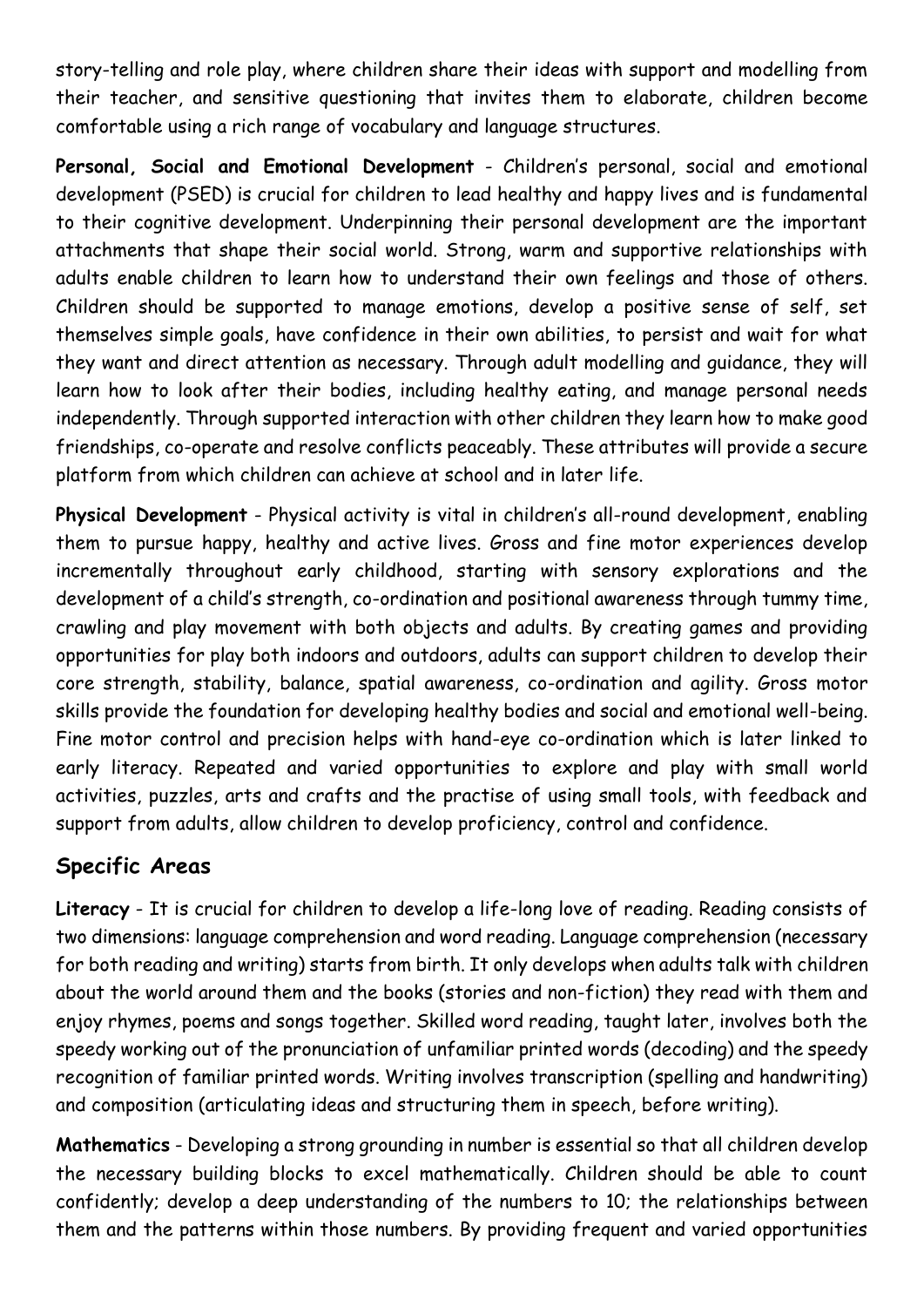story-telling and role play, where children share their ideas with support and modelling from their teacher, and sensitive questioning that invites them to elaborate, children become comfortable using a rich range of vocabulary and language structures.

**Personal, Social and Emotional Development** - Children's personal, social and emotional development (PSED) is crucial for children to lead healthy and happy lives and is fundamental to their cognitive development. Underpinning their personal development are the important attachments that shape their social world. Strong, warm and supportive relationships with adults enable children to learn how to understand their own feelings and those of others. Children should be supported to manage emotions, develop a positive sense of self, set themselves simple goals, have confidence in their own abilities, to persist and wait for what they want and direct attention as necessary. Through adult modelling and guidance, they will learn how to look after their bodies, including healthy eating, and manage personal needs independently. Through supported interaction with other children they learn how to make good friendships, co-operate and resolve conflicts peaceably. These attributes will provide a secure platform from which children can achieve at school and in later life.

**Physical Development** - Physical activity is vital in children's all-round development, enabling them to pursue happy, healthy and active lives. Gross and fine motor experiences develop incrementally throughout early childhood, starting with sensory explorations and the development of a child's strength, co-ordination and positional awareness through tummy time, crawling and play movement with both objects and adults. By creating games and providing opportunities for play both indoors and outdoors, adults can support children to develop their core strength, stability, balance, spatial awareness, co-ordination and agility. Gross motor skills provide the foundation for developing healthy bodies and social and emotional well-being. Fine motor control and precision helps with hand-eye co-ordination which is later linked to early literacy. Repeated and varied opportunities to explore and play with small world activities, puzzles, arts and crafts and the practise of using small tools, with feedback and support from adults, allow children to develop proficiency, control and confidence.

## Specific Areas

**Literacy** - It is crucial for children to develop a life-long love of reading. Reading consists of two dimensions: language comprehension and word reading. Language comprehension (necessary for both reading and writing) starts from birth. It only develops when adults talk with children about the world around them and the books (stories and non-fiction) they read with them and enjoy rhymes, poems and songs together. Skilled word reading, taught later, involves both the speedy working out of the pronunciation of unfamiliar printed words (decoding) and the speedy recognition of familiar printed words. Writing involves transcription (spelling and handwriting) and composition (articulating ideas and structuring them in speech, before writing).

**Mathematics** - Developing a strong grounding in number is essential so that all children develop the necessary building blocks to excel mathematically. Children should be able to count confidently; develop a deep understanding of the numbers to 10; the relationships between them and the patterns within those numbers. By providing frequent and varied opportunities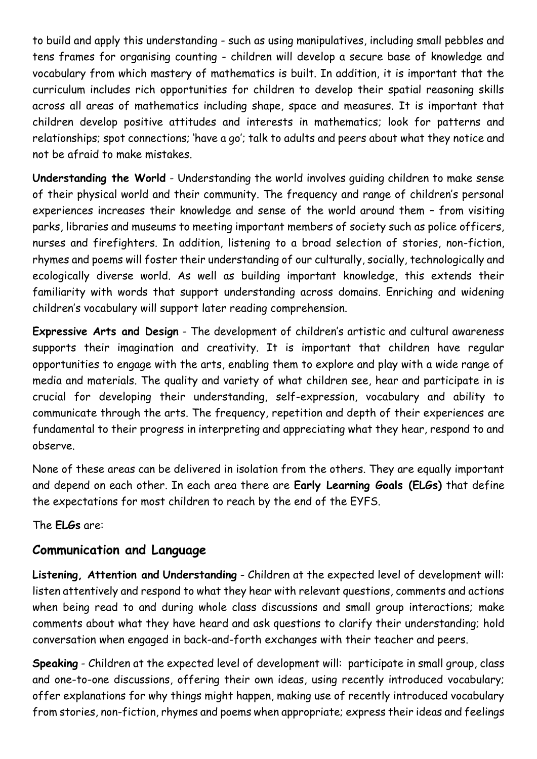to build and apply this understanding - such as using manipulatives, including small pebbles and tens frames for organising counting - children will develop a secure base of knowledge and vocabulary from which mastery of mathematics is built. In addition, it is important that the curriculum includes rich opportunities for children to develop their spatial reasoning skills across all areas of mathematics including shape, space and measures. It is important that children develop positive attitudes and interests in mathematics; look for patterns and relationships; spot connections; 'have a go'; talk to adults and peers about what they notice and not be afraid to make mistakes.

**Understanding the World** - Understanding the world involves guiding children to make sense of their physical world and their community. The frequency and range of children's personal experiences increases their knowledge and sense of the world around them – from visiting parks, libraries and museums to meeting important members of society such as police officers, nurses and firefighters. In addition, listening to a broad selection of stories, non-fiction, rhymes and poems will foster their understanding of our culturally, socially, technologically and ecologically diverse world. As well as building important knowledge, this extends their familiarity with words that support understanding across domains. Enriching and widening children's vocabulary will support later reading comprehension.

**Expressive Arts and Design** - The development of children's artistic and cultural awareness supports their imagination and creativity. It is important that children have regular opportunities to engage with the arts, enabling them to explore and play with a wide range of media and materials. The quality and variety of what children see, hear and participate in is crucial for developing their understanding, self-expression, vocabulary and ability to communicate through the arts. The frequency, repetition and depth of their experiences are fundamental to their progress in interpreting and appreciating what they hear, respond to and observe.

None of these areas can be delivered in isolation from the others. They are equally important and depend on each other. In each area there are **Early Learning Goals (ELGs)** that define the expectations for most children to reach by the end of the EYFS.

The **ELGs** are:

## Communication and Language

**Listening, Attention and Understanding** - Children at the expected level of development will: listen attentively and respond to what they hear with relevant questions, comments and actions when being read to and during whole class discussions and small group interactions; make comments about what they have heard and ask questions to clarify their understanding; hold conversation when engaged in back-and-forth exchanges with their teacher and peers.

**Speaking** - Children at the expected level of development will: participate in small group, class and one-to-one discussions, offering their own ideas, using recently introduced vocabulary; offer explanations for why things might happen, making use of recently introduced vocabulary from stories, non-fiction, rhymes and poems when appropriate; express their ideas and feelings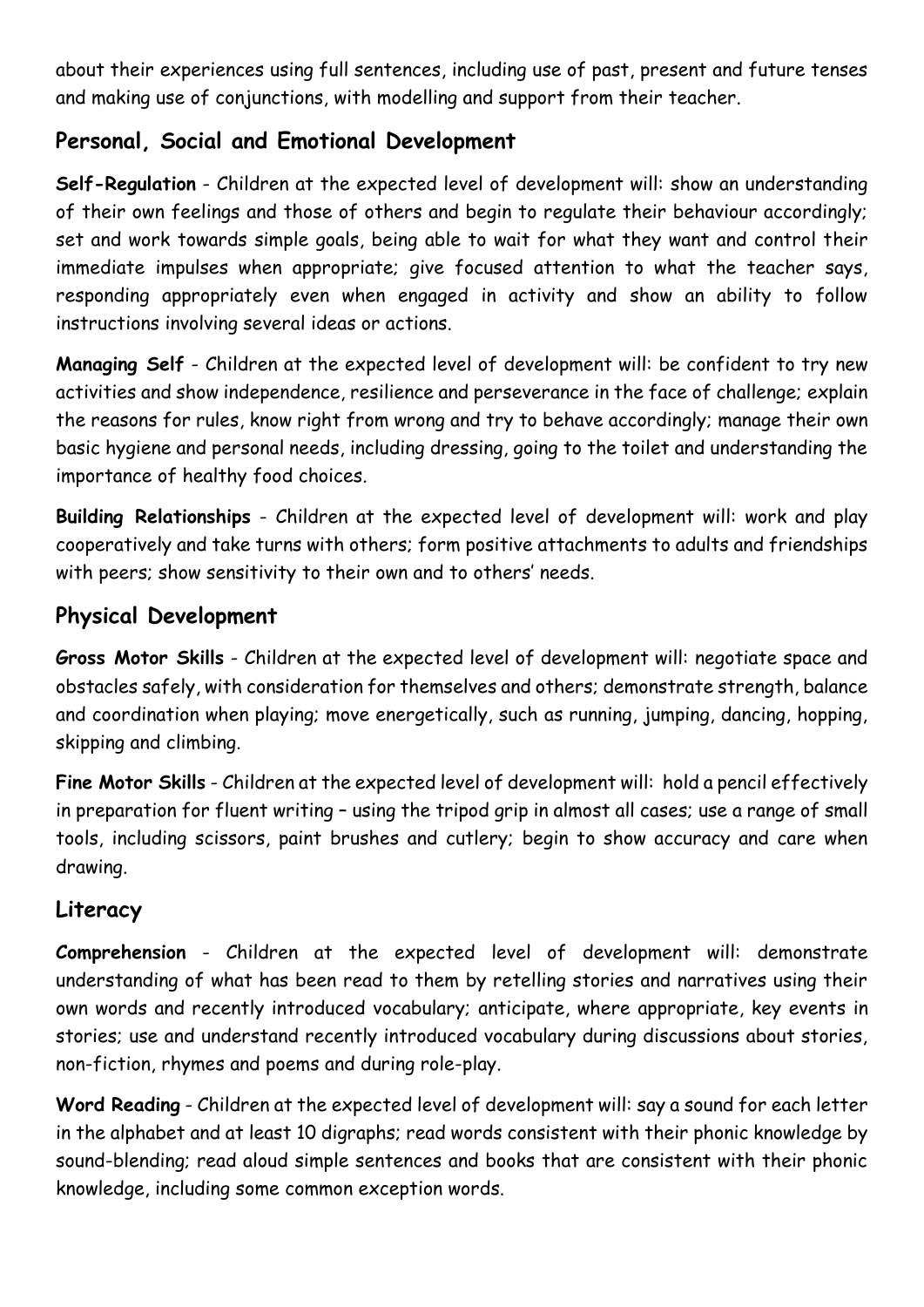about their experiences using full sentences, including use of past, present and future tenses and making use of conjunctions, with modelling and support from their teacher.

## Personal, Social and Emotional Development

**Self-Regulation** - Children at the expected level of development will: show an understanding of their own feelings and those of others and begin to regulate their behaviour accordingly; set and work towards simple goals, being able to wait for what they want and control their immediate impulses when appropriate; give focused attention to what the teacher says, responding appropriately even when engaged in activity and show an ability to follow instructions involving several ideas or actions.

**Managing Self** - Children at the expected level of development will: be confident to try new activities and show independence, resilience and perseverance in the face of challenge; explain the reasons for rules, know right from wrong and try to behave accordingly; manage their own basic hygiene and personal needs, including dressing, going to the toilet and understanding the importance of healthy food choices.

**Building Relationships** - Children at the expected level of development will: work and play cooperatively and take turns with others; form positive attachments to adults and friendships with peers; show sensitivity to their own and to others' needs.

## Physical Development

**Gross Motor Skills** - Children at the expected level of development will: negotiate space and obstacles safely, with consideration for themselves and others; demonstrate strength, balance and coordination when playing; move energetically, such as running, jumping, dancing, hopping, skipping and climbing.

**Fine Motor Skills** - Children at the expected level of development will: hold a pencil effectively in preparation for fluent writing – using the tripod grip in almost all cases; use a range of small tools, including scissors, paint brushes and cutlery; begin to show accuracy and care when drawing.

## Literacy

**Comprehension** - Children at the expected level of development will: demonstrate understanding of what has been read to them by retelling stories and narratives using their own words and recently introduced vocabulary; anticipate, where appropriate, key events in stories; use and understand recently introduced vocabulary during discussions about stories, non-fiction, rhymes and poems and during role-play.

**Word Reading** - Children at the expected level of development will: say a sound for each letter in the alphabet and at least 10 digraphs; read words consistent with their phonic knowledge by sound-blending; read aloud simple sentences and books that are consistent with their phonic knowledge, including some common exception words.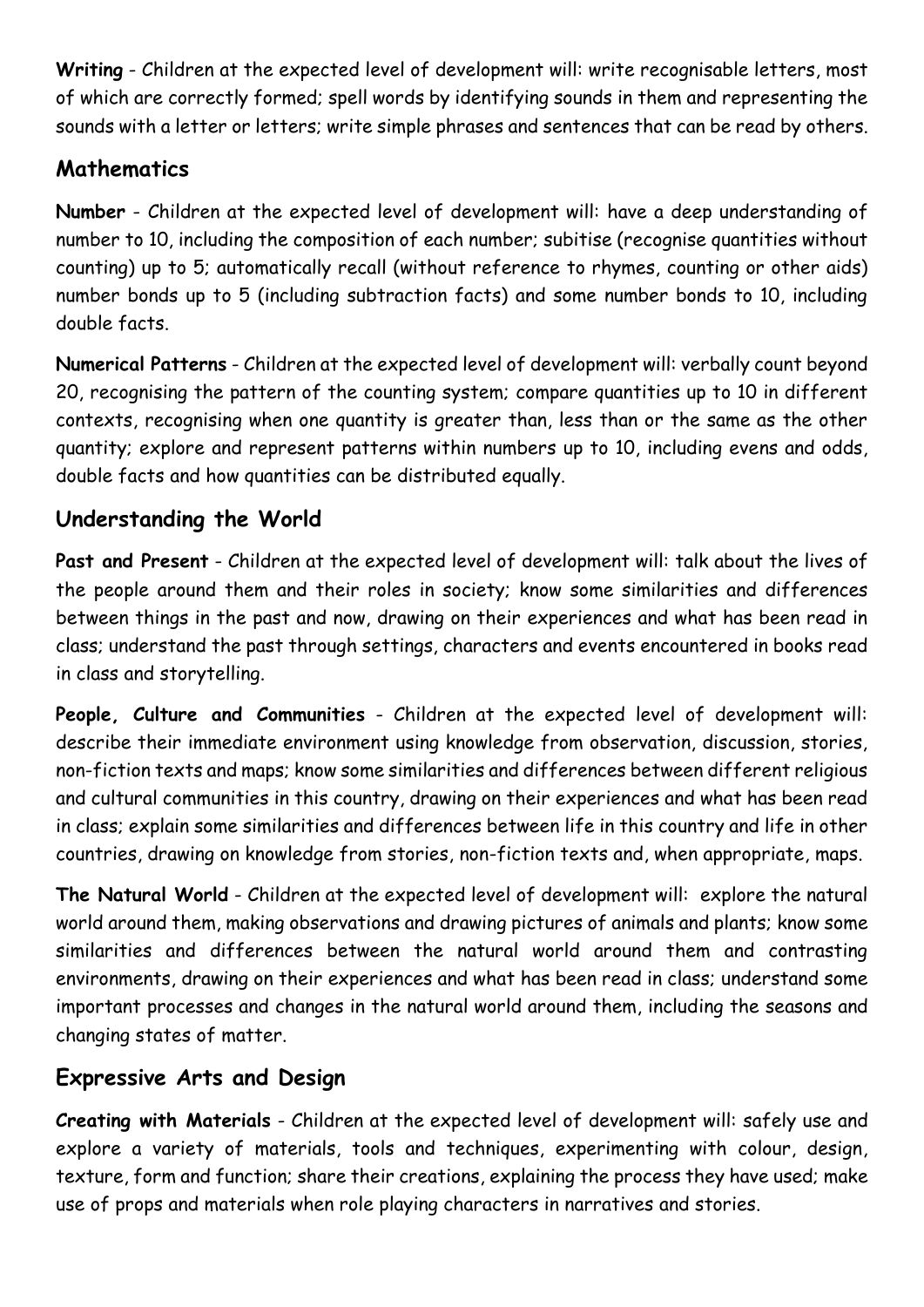**Writing** - Children at the expected level of development will: write recognisable letters, most of which are correctly formed; spell words by identifying sounds in them and representing the sounds with a letter or letters; write simple phrases and sentences that can be read by others.

## Mathematics

**Number** - Children at the expected level of development will: have a deep understanding of number to 10, including the composition of each number; subitise (recognise quantities without counting) up to 5; automatically recall (without reference to rhymes, counting or other aids) number bonds up to 5 (including subtraction facts) and some number bonds to 10, including double facts.

**Numerical Patterns** - Children at the expected level of development will: verbally count beyond 20, recognising the pattern of the counting system; compare quantities up to 10 in different contexts, recognising when one quantity is greater than, less than or the same as the other quantity; explore and represent patterns within numbers up to 10, including evens and odds, double facts and how quantities can be distributed equally.

## Understanding the World

**Past and Present** - Children at the expected level of development will: talk about the lives of the people around them and their roles in society; know some similarities and differences between things in the past and now, drawing on their experiences and what has been read in class; understand the past through settings, characters and events encountered in books read in class and storytelling.

**People, Culture and Communities** - Children at the expected level of development will: describe their immediate environment using knowledge from observation, discussion, stories, non-fiction texts and maps; know some similarities and differences between different religious and cultural communities in this country, drawing on their experiences and what has been read in class; explain some similarities and differences between life in this country and life in other countries, drawing on knowledge from stories, non-fiction texts and, when appropriate, maps.

**The Natural World** - Children at the expected level of development will: explore the natural world around them, making observations and drawing pictures of animals and plants; know some similarities and differences between the natural world around them and contrasting environments, drawing on their experiences and what has been read in class; understand some important processes and changes in the natural world around them, including the seasons and changing states of matter.

## Expressive Arts and Design

**Creating with Materials** - Children at the expected level of development will: safely use and explore a variety of materials, tools and techniques, experimenting with colour, design, texture, form and function; share their creations, explaining the process they have used; make use of props and materials when role playing characters in narratives and stories.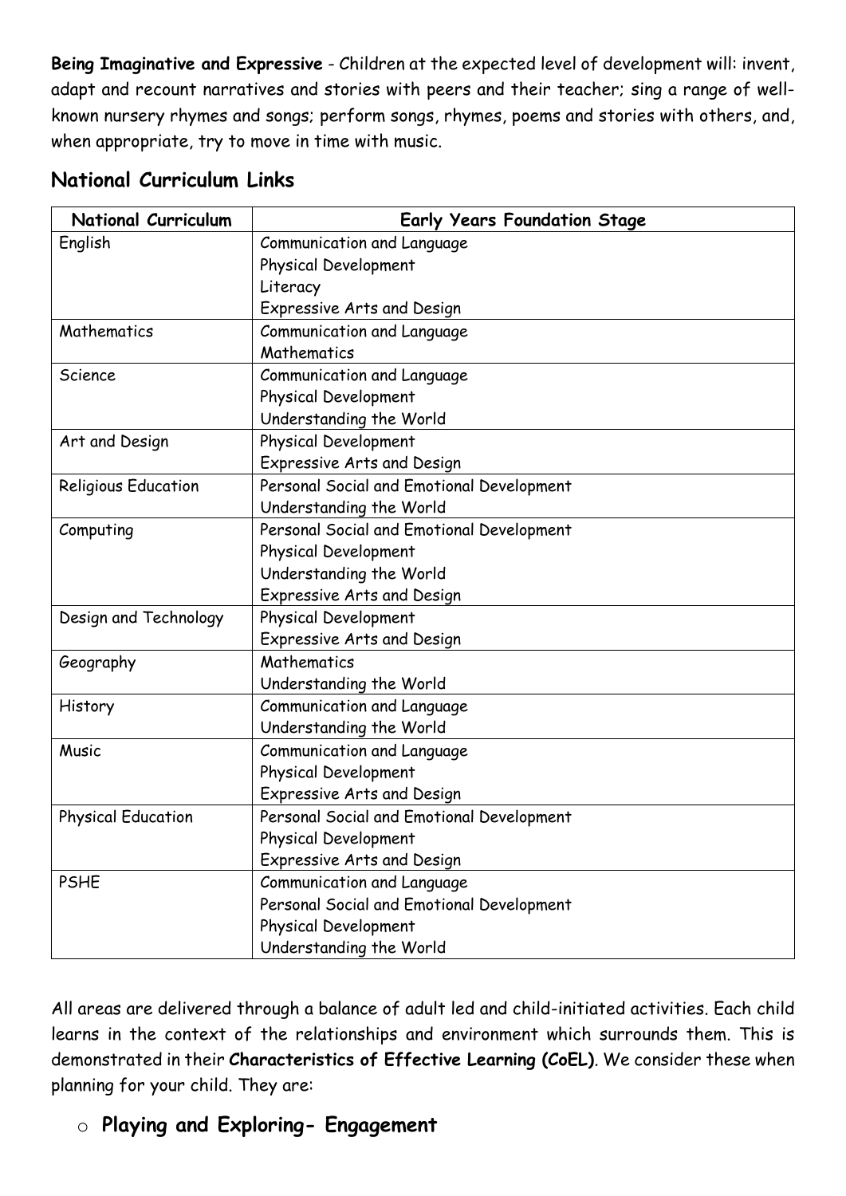**Being Imaginative and Expressive** - Children at the expected level of development will: invent, adapt and recount narratives and stories with peers and their teacher; sing a range of well-known nursery rhymes and songs; perform songs, rhymes, poems and stories with others, and, when appropriate, try to move in time with music.

## National Curriculum Links

| National Curriculum | Early Years Foundation Stage |
|---|---|
| English | Communication and Language<br>Physical Development<br>Literacy<br>Expressive Arts and Design |
| Mathematics | Communication and Language<br>Mathematics |
| Science | Communication and Language<br>Physical Development<br>Understanding the World |
| Art and Design | Physical Development<br>Expressive Arts and Design |
| Religious Education | Personal Social and Emotional Development<br>Understanding the World |
| Computing | Personal Social and Emotional Development<br>Physical Development<br>Understanding the World<br>Expressive Arts and Design |
| Design and Technology | Physical Development<br>Expressive Arts and Design |
| Geography | Mathematics<br>Understanding the World |
| History | Communication and Language<br>Understanding the World |
| Music | Communication and Language<br>Physical Development<br>Expressive Arts and Design |
| Physical Education | Personal Social and Emotional Development<br>Physical Development<br>Expressive Arts and Design |
| PSHE | Communication and Language<br>Personal Social and Emotional Development<br>Physical Development<br>Understanding the World |

All areas are delivered through a balance of adult led and child-initiated activities. Each child learns in the context of the relationships and environment which surrounds them. This is demonstrated in their **Characteristics of Effective Learning (CoEL)**. We consider these when planning for your child. They are:

- **Playing and Exploring- Engagement**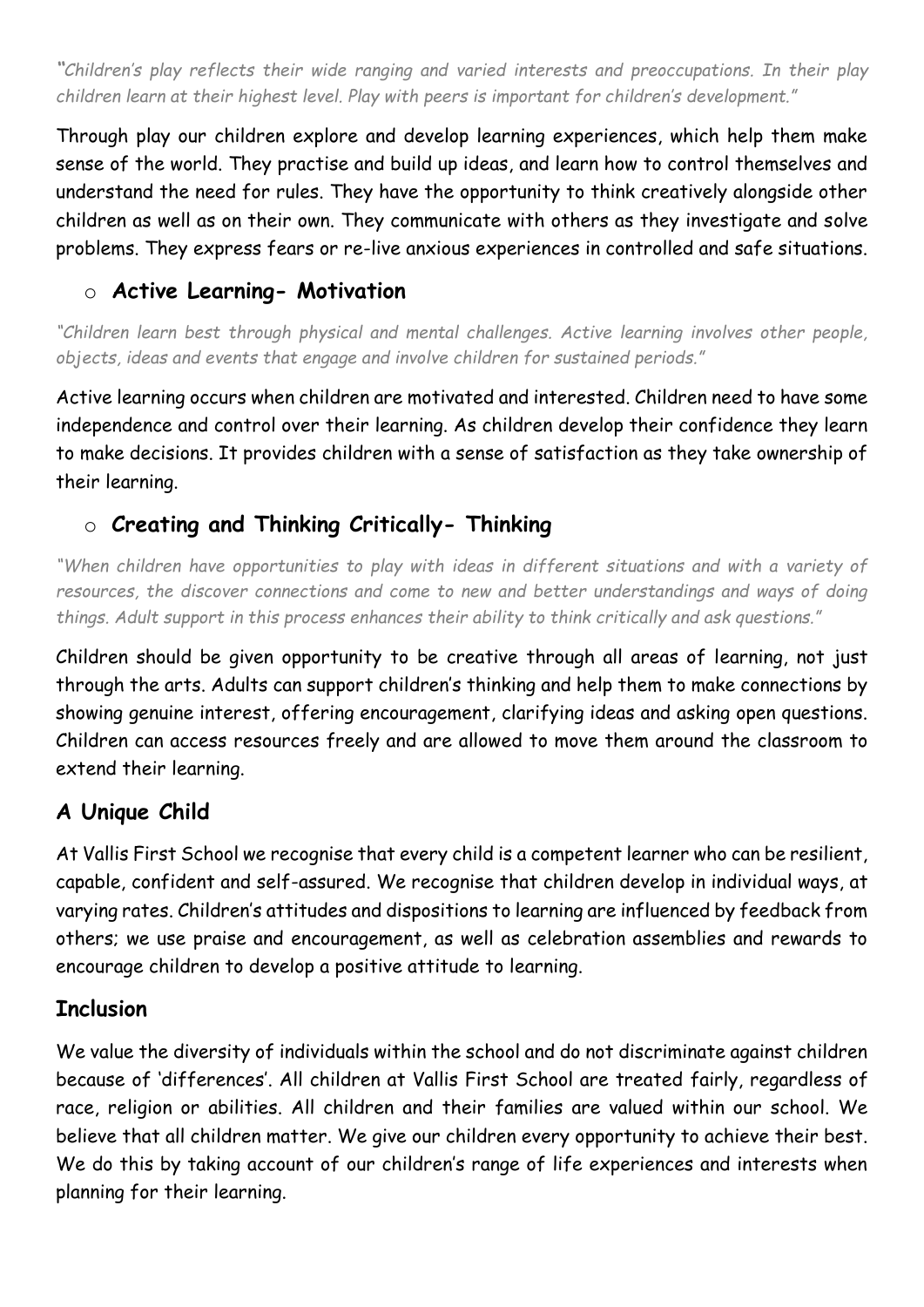*"Children's play reflects their wide ranging and varied interests and preoccupations. In their play children learn at their highest level. Play with peers is important for children's development."*

Through play our children explore and develop learning experiences, which help them make sense of the world. They practise and build up ideas, and learn how to control themselves and understand the need for rules. They have the opportunity to think creatively alongside other children as well as on their own. They communicate with others as they investigate and solve problems. They express fears or re-live anxious experiences in controlled and safe situations.

- ### Active Learning- Motivation

*"Children learn best through physical and mental challenges. Active learning involves other people, objects, ideas and events that engage and involve children for sustained periods."*

Active learning occurs when children are motivated and interested. Children need to have some independence and control over their learning. As children develop their confidence they learn to make decisions. It provides children with a sense of satisfaction as they take ownership of their learning.

- ### Creating and Thinking Critically- Thinking

*"When children have opportunities to play with ideas in different situations and with a variety of resources, the discover connections and come to new and better understandings and ways of doing things. Adult support in this process enhances their ability to think critically and ask questions."*

Children should be given opportunity to be creative through all areas of learning, not just through the arts. Adults can support children's thinking and help them to make connections by showing genuine interest, offering encouragement, clarifying ideas and asking open questions. Children can access resources freely and are allowed to move them around the classroom to extend their learning.

## A Unique Child

At Vallis First School we recognise that every child is a competent learner who can be resilient, capable, confident and self-assured. We recognise that children develop in individual ways, at varying rates. Children's attitudes and dispositions to learning are influenced by feedback from others; we use praise and encouragement, as well as celebration assemblies and rewards to encourage children to develop a positive attitude to learning.

## Inclusion

We value the diversity of individuals within the school and do not discriminate against children because of 'differences'. All children at Vallis First School are treated fairly, regardless of race, religion or abilities. All children and their families are valued within our school. We believe that all children matter. We give our children every opportunity to achieve their best. We do this by taking account of our children's range of life experiences and interests when planning for their learning.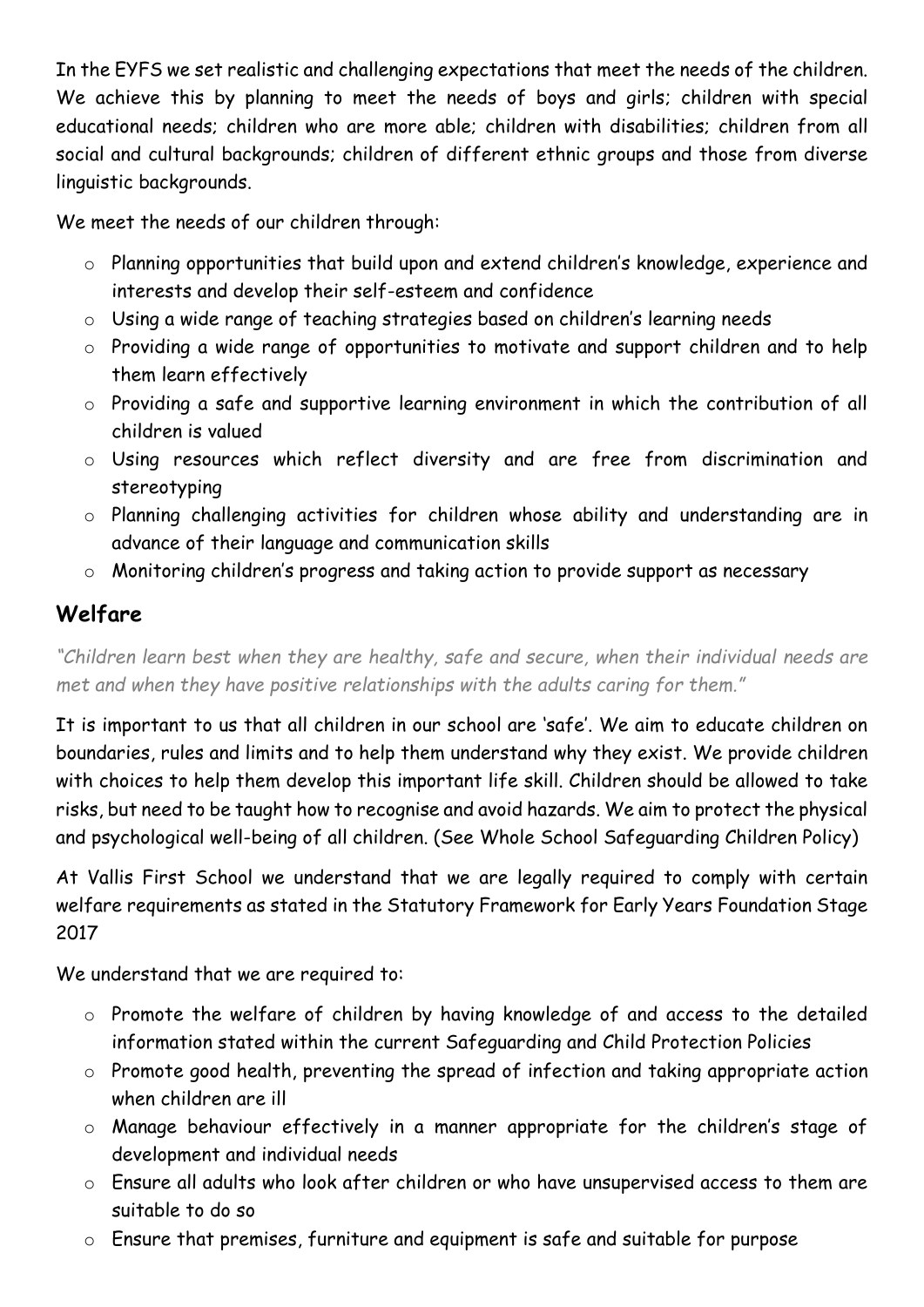In the EYFS we set realistic and challenging expectations that meet the needs of the children. We achieve this by planning to meet the needs of boys and girls; children with special educational needs; children who are more able; children with disabilities; children from all social and cultural backgrounds; children of different ethnic groups and those from diverse linguistic backgrounds.

We meet the needs of our children through:

- Planning opportunities that build upon and extend children's knowledge, experience and interests and develop their self-esteem and confidence
- Using a wide range of teaching strategies based on children's learning needs
- Providing a wide range of opportunities to motivate and support children and to help them learn effectively
- Providing a safe and supportive learning environment in which the contribution of all children is valued
- Using resources which reflect diversity and are free from discrimination and stereotyping
- Planning challenging activities for children whose ability and understanding are in advance of their language and communication skills
- Monitoring children's progress and taking action to provide support as necessary

## Welfare

*"Children learn best when they are healthy, safe and secure, when their individual needs are met and when they have positive relationships with the adults caring for them."*

It is important to us that all children in our school are 'safe'. We aim to educate children on boundaries, rules and limits and to help them understand why they exist. We provide children with choices to help them develop this important life skill. Children should be allowed to take risks, but need to be taught how to recognise and avoid hazards. We aim to protect the physical and psychological well-being of all children. (See Whole School Safeguarding Children Policy)

At Vallis First School we understand that we are legally required to comply with certain welfare requirements as stated in the Statutory Framework for Early Years Foundation Stage 2017

We understand that we are required to:

- Promote the welfare of children by having knowledge of and access to the detailed information stated within the current Safeguarding and Child Protection Policies
- Promote good health, preventing the spread of infection and taking appropriate action when children are ill
- Manage behaviour effectively in a manner appropriate for the children's stage of development and individual needs
- Ensure all adults who look after children or who have unsupervised access to them are suitable to do so
- Ensure that premises, furniture and equipment is safe and suitable for purpose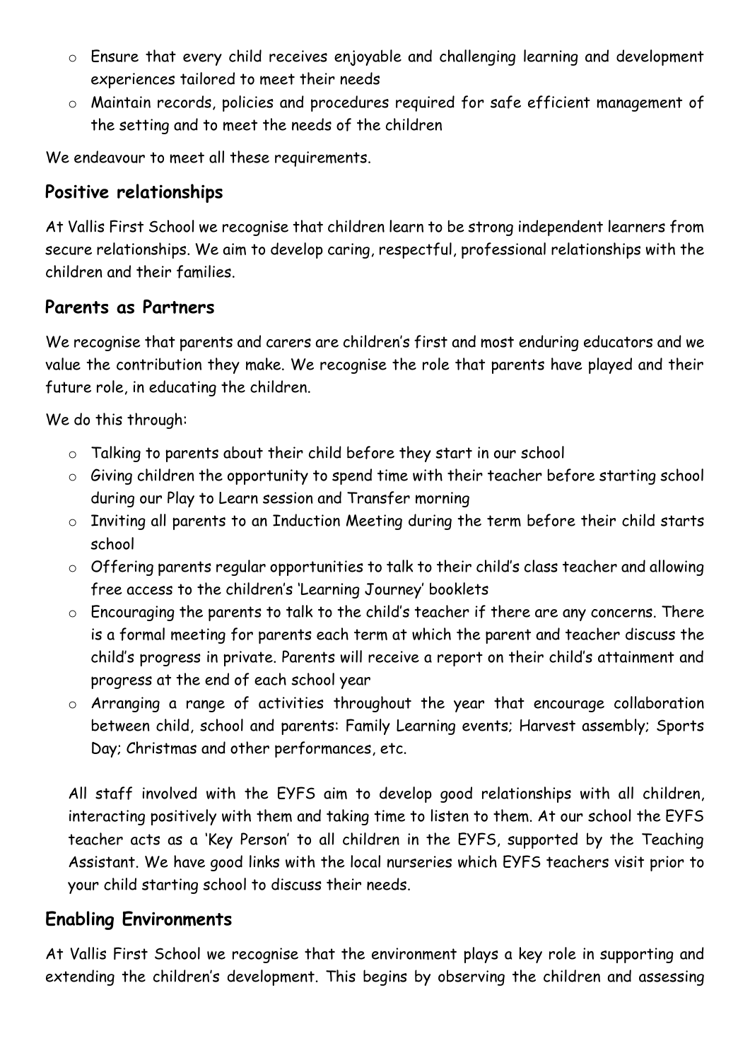- Ensure that every child receives enjoyable and challenging learning and development experiences tailored to meet their needs
- Maintain records, policies and procedures required for safe efficient management of the setting and to meet the needs of the children

We endeavour to meet all these requirements.

## Positive relationships

At Vallis First School we recognise that children learn to be strong independent learners from secure relationships. We aim to develop caring, respectful, professional relationships with the children and their families.

## Parents as Partners

We recognise that parents and carers are children's first and most enduring educators and we value the contribution they make. We recognise the role that parents have played and their future role, in educating the children.

We do this through:

- Talking to parents about their child before they start in our school
- Giving children the opportunity to spend time with their teacher before starting school during our Play to Learn session and Transfer morning
- Inviting all parents to an Induction Meeting during the term before their child starts school
- Offering parents regular opportunities to talk to their child's class teacher and allowing free access to the children's 'Learning Journey' booklets
- Encouraging the parents to talk to the child's teacher if there are any concerns. There is a formal meeting for parents each term at which the parent and teacher discuss the child's progress in private. Parents will receive a report on their child's attainment and progress at the end of each school year
- Arranging a range of activities throughout the year that encourage collaboration between child, school and parents: Family Learning events; Harvest assembly; Sports Day; Christmas and other performances, etc.

All staff involved with the EYFS aim to develop good relationships with all children, interacting positively with them and taking time to listen to them. At our school the EYFS teacher acts as a 'Key Person' to all children in the EYFS, supported by the Teaching Assistant. We have good links with the local nurseries which EYFS teachers visit prior to your child starting school to discuss their needs.

## Enabling Environments

At Vallis First School we recognise that the environment plays a key role in supporting and extending the children's development. This begins by observing the children and assessing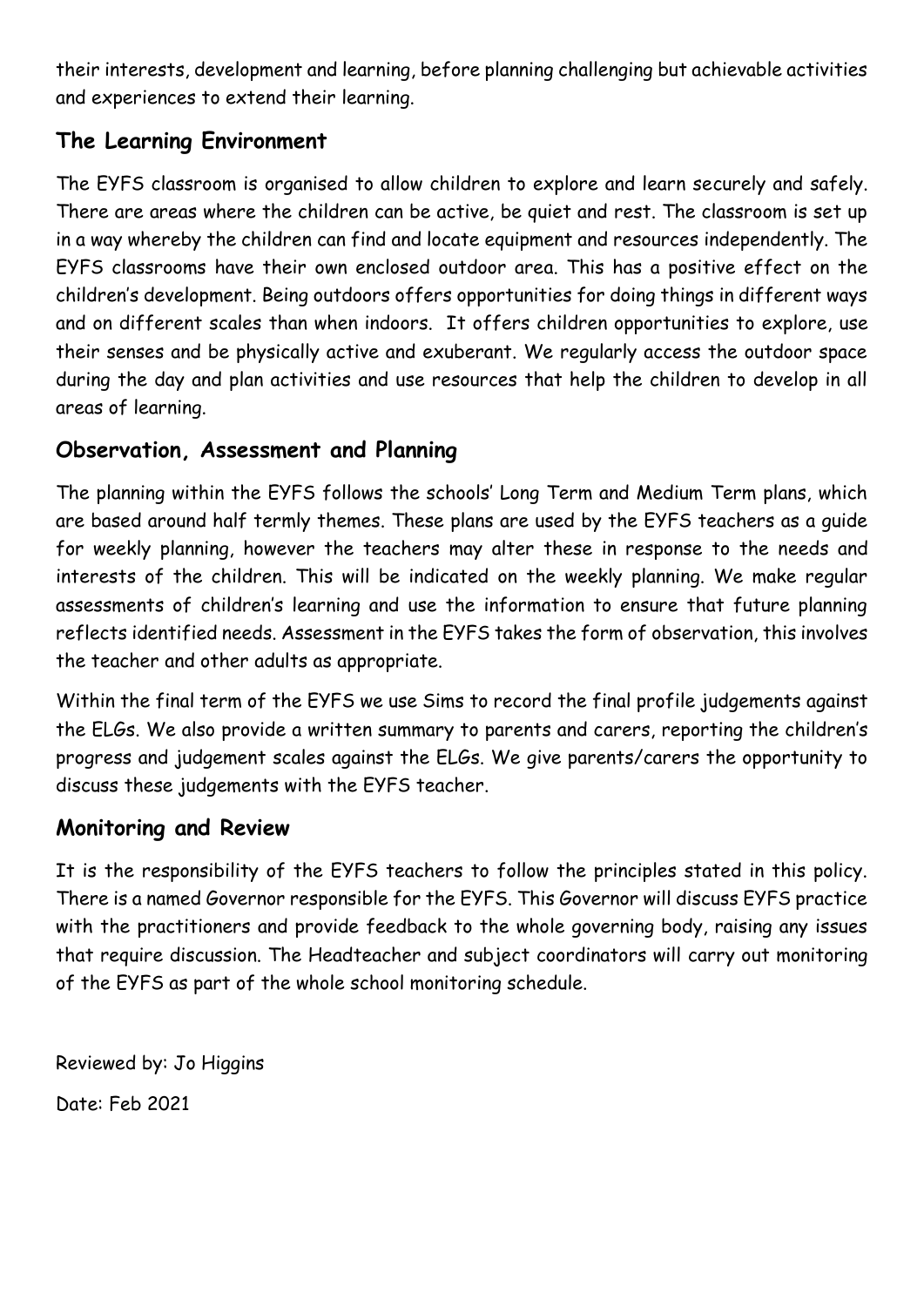their interests, development and learning, before planning challenging but achievable activities and experiences to extend their learning.

## The Learning Environment

The EYFS classroom is organised to allow children to explore and learn securely and safely. There are areas where the children can be active, be quiet and rest. The classroom is set up in a way whereby the children can find and locate equipment and resources independently. The EYFS classrooms have their own enclosed outdoor area. This has a positive effect on the children's development. Being outdoors offers opportunities for doing things in different ways and on different scales than when indoors. It offers children opportunities to explore, use their senses and be physically active and exuberant. We regularly access the outdoor space during the day and plan activities and use resources that help the children to develop in all areas of learning.

## Observation, Assessment and Planning

The planning within the EYFS follows the schools' Long Term and Medium Term plans, which are based around half termly themes. These plans are used by the EYFS teachers as a guide for weekly planning, however the teachers may alter these in response to the needs and interests of the children. This will be indicated on the weekly planning. We make regular assessments of children's learning and use the information to ensure that future planning reflects identified needs. Assessment in the EYFS takes the form of observation, this involves the teacher and other adults as appropriate.

Within the final term of the EYFS we use Sims to record the final profile judgements against the ELGs. We also provide a written summary to parents and carers, reporting the children's progress and judgement scales against the ELGs. We give parents/carers the opportunity to discuss these judgements with the EYFS teacher.

## Monitoring and Review

It is the responsibility of the EYFS teachers to follow the principles stated in this policy. There is a named Governor responsible for the EYFS. This Governor will discuss EYFS practice with the practitioners and provide feedback to the whole governing body, raising any issues that require discussion. The Headteacher and subject coordinators will carry out monitoring of the EYFS as part of the whole school monitoring schedule.

Reviewed by: Jo Higgins

Date: Feb 2021